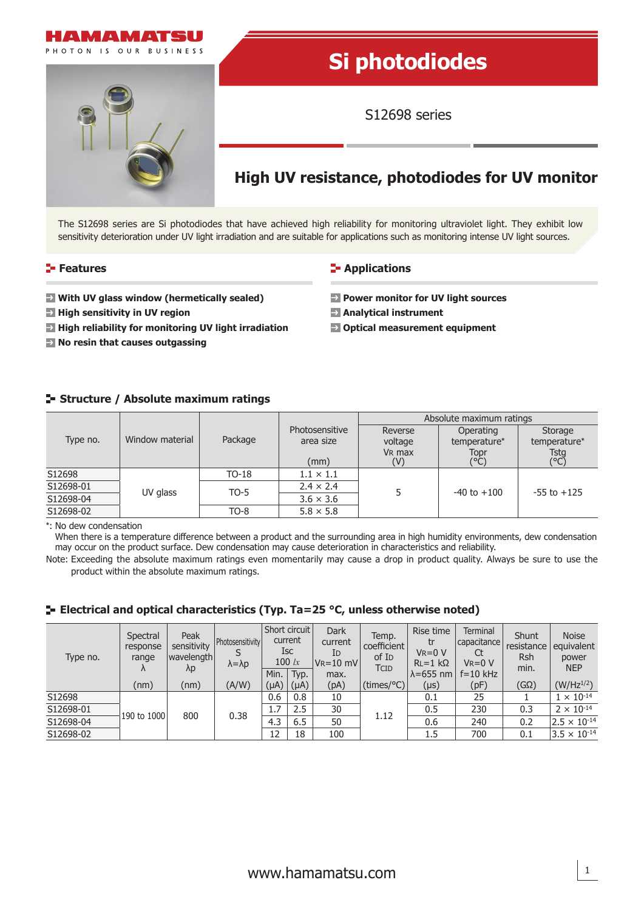# Si photodiodes

S12698 series

## High UV resistance, photodiodes for UV monitor

The S12698 series are Si photodiodes that have achieved high reliability for monitoring ultraviolet light. They exhibit low sensitivity deterioration under UV light irradiation and are suitable for applications such as monitoring intense UV light sources.

### Features

- **With UV glass window (hermetically sealed)**
- **High sensitivity in UV region**
- **High reliability for monitoring UV light irradiation**
- **No resin that causes outgassing**

### Applications

- **Power monitor for UV light sources**
- **Analytical instrument**
- **Optical measurement equipment**

### Structure / Absolute maximum ratings

| Type no. | Window material | Package | Photosensitive area size (mm) | Absolute maximum ratings | | |
|---|---|---|---|---|---|---|
| | | | | Reverse voltage $V_R$ max (V) | Operating temperature* Topr (°C) | Storage temperature* Tstg (°C) |
| S12698 | UV glass | TO-18 | 1.1 × 1.1 | 5 | -40 to +100 | -55 to +125 |
| S12698-01 | | TO-5 | 2.4 × 2.4 | | | |
| S12698-04 | | | 3.6 × 3.6 | | | |
| S12698-02 | | TO-8 | 5.8 × 5.8 | | | |

*: No dew condensation
When there is a temperature difference between a product and the surrounding area in high humidity environments, dew condensation may occur on the product surface. Dew condensation may cause deterioration in characteristics and reliability.

Note: Exceeding the absolute maximum ratings even momentarily may cause a drop in product quality. Always be sure to use the product within the absolute maximum ratings.

### Electrical and optical characteristics (Typ. Ta=25 °C, unless otherwise noted)

| Type no. | Spectral response range λ (nm) | Peak sensitivity wavelength λp (nm) | Photosensitivity S λ=λp (A/W) | Short circuit current Isc 100 lx | | Dark current $I_D$ $V_R$=10 mV max. (pA) | Temp. coefficient of $I_D$ TCID (times/°C) | Rise time tr $V_R$=0 V $R_L$=1 kΩ λ=655 nm (μs) | Terminal capacitance Ct $V_R$=0 V f=10 kHz (pF) | Shunt resistance Rsh min. (GΩ) | Noise equivalent power NEP (W/Hz$^{1/2}$) |
|---|---|---|---|---|---|---|---|---|---|---|---|
| | | | | Min. (μA) | Typ. (μA) | | | | | | |
| S12698 | 190 to 1000 | 800 | 0.38 | 0.6 | 0.8 | 10 | 1.12 | 0.1 | 25 | 1 | 1 × $10^{-14}$ |
| S12698-01 | | | | 1.7 | 2.5 | 30 | | 0.5 | 230 | 0.3 | 2 × $10^{-14}$ |
| S12698-04 | | | | 4.3 | 6.5 | 50 | | 0.6 | 240 | 0.2 | 2.5 × $10^{-14}$ |
| S12698-02 | | | | 12 | 18 | 100 | | 1.5 | 700 | 0.1 | 3.5 × $10^{-14}$ |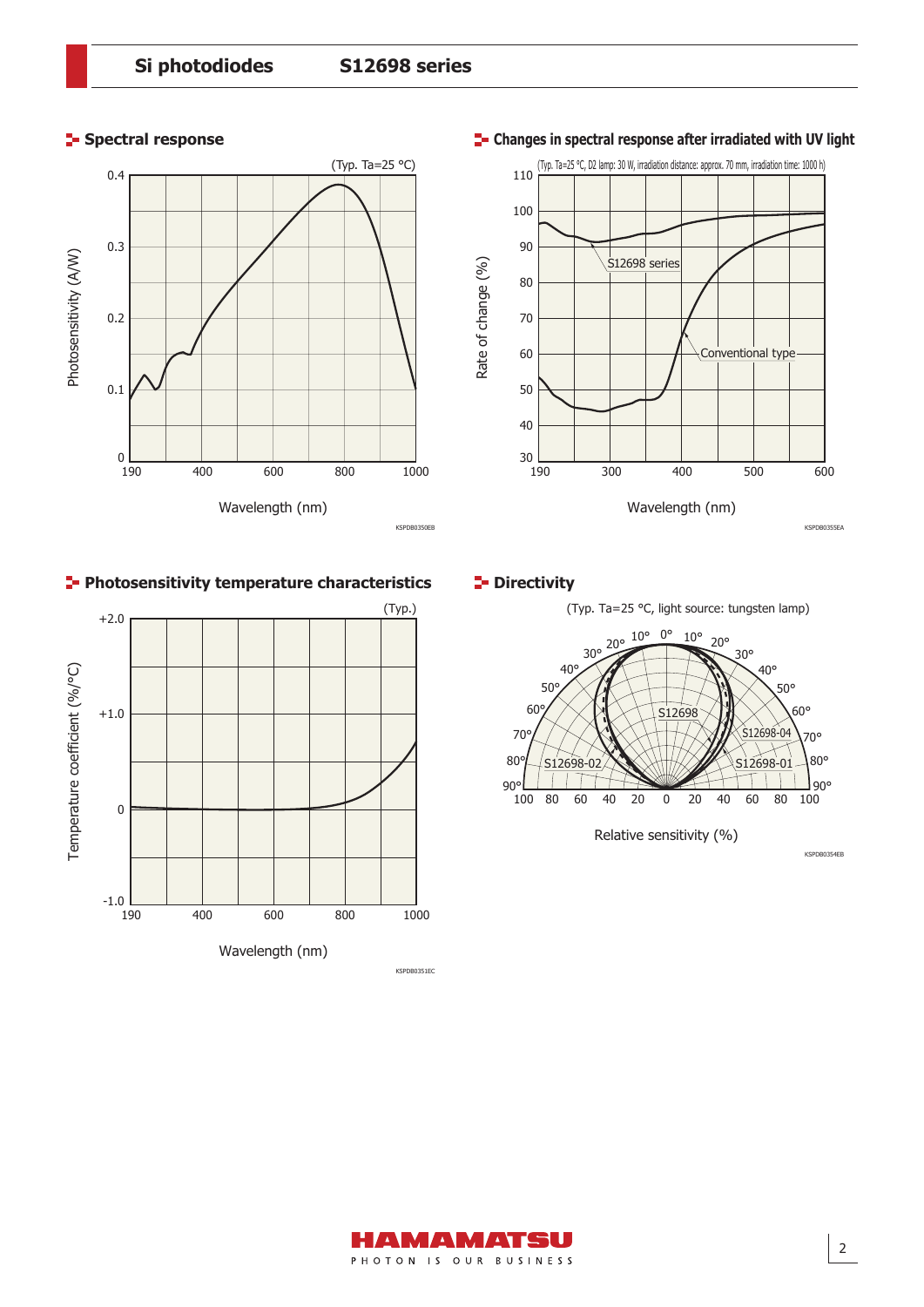## Spectral response

(Typ. Ta=25 °C)

Photosensitivity (A/W)

0.4
0.3
0.2
0.1
0

190
400
600
800
1000

Wavelength (nm)

KSPDB0350EB

## Changes in spectral response after irradiated with UV light

(Typ. Ta=25 °C, D2 lamp: 30 W, irradiation distance: approx. 70 mm, irradiation time: 1000 h)

Rate of change (%)

110
100
90
80
70
60
50
40
30

S12698 series

Conventional type

190
300
400
500
600

Wavelength (nm)

KSPDB0355EA

## Photosensitivity temperature characteristics

(Typ.)

Temperature coefficient (%/°C)

+2.0
+1.0
0
-1.0

190
400
600
800
1000

Wavelength (nm)

KSPDB0351EC

## Directivity

(Typ. Ta=25 °C, light source: tungsten lamp)

0°
10°
20°
30°
40°
50°
60°
70°
80°
90°

S12698
S12698-04
S12698-02
S12698-01

100 80 60 40 20 0 20 40 60 80 100

Relative sensitivity (%)

KSPDB0354EB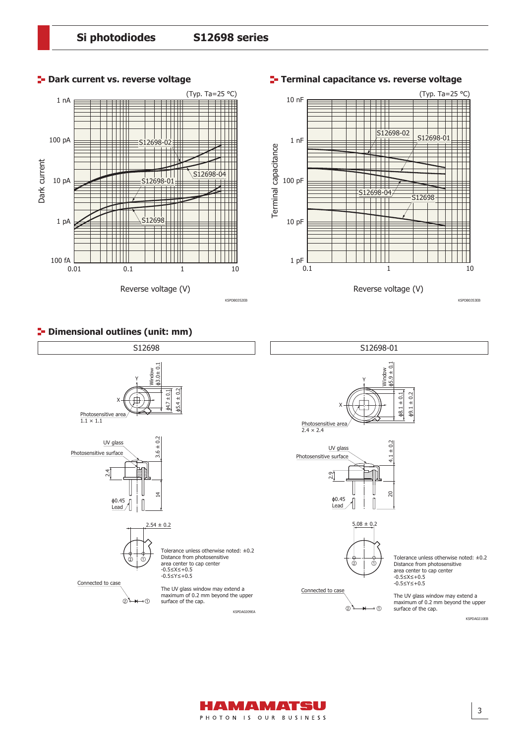## Dark current vs. reverse voltage

(Typ. Ta=25 °C)

1 nA
100 pA
10 pA
1 pA
100 fA

Dark current

0.01
0.1
1
10

Reverse voltage (V)

S12698-02
S12698-04
S12698-01
S12698

KSPDB0352EB

## Terminal capacitance vs. reverse voltage

(Typ. Ta=25 °C)

10 nF
1 nF
100 pF
10 pF
1 pF

Terminal capacitance

0.1
1
10

Reverse voltage (V)

S12698-02
S12698-01
S12698-04
S12698

KSPDB0353EB

## Dimensional outlines (unit: mm)

### S12698

Window $\phi$3.0 ± 0.1

$\phi$4.7 ± 0.1

$\phi$5.4 ± 0.2

X

Y

Photosensitive area
1.1 × 1.1

UV glass

Photosensitive surface

3.6 ± 0.2

2.4

14

$\phi$0.45
Lead

2.54 ± 0.2

② ①

Connected to case

② ①

Tolerance unless otherwise noted: ±0.2
Distance from photosensitive area center to cap center
-0.5≤X≤+0.5
-0.5≤Y≤+0.5

The UV glass window may extend a maximum of 0.2 mm beyond the upper surface of the cap.

KSPDA0209EA

### S12698-01

Window $\phi$5.9 ± 0.1

$\phi$8.1 ± 0.1

$\phi$9.1 ± 0.2

X

Y

Photosensitive area
2.4 × 2.4

UV glass

Photosensitive surface

4.1 ± 0.2

2.9

20

$\phi$0.45
Lead

5.08 ± 0.2

② ①

Connected to case

② ①

Tolerance unless otherwise noted: ±0.2
Distance from photosensitive area center to cap center
-0.5≤X≤+0.5
-0.5≤Y≤+0.5

The UV glass window may extend a maximum of 0.2 mm beyond the upper surface of the cap.

KSPDA0210EB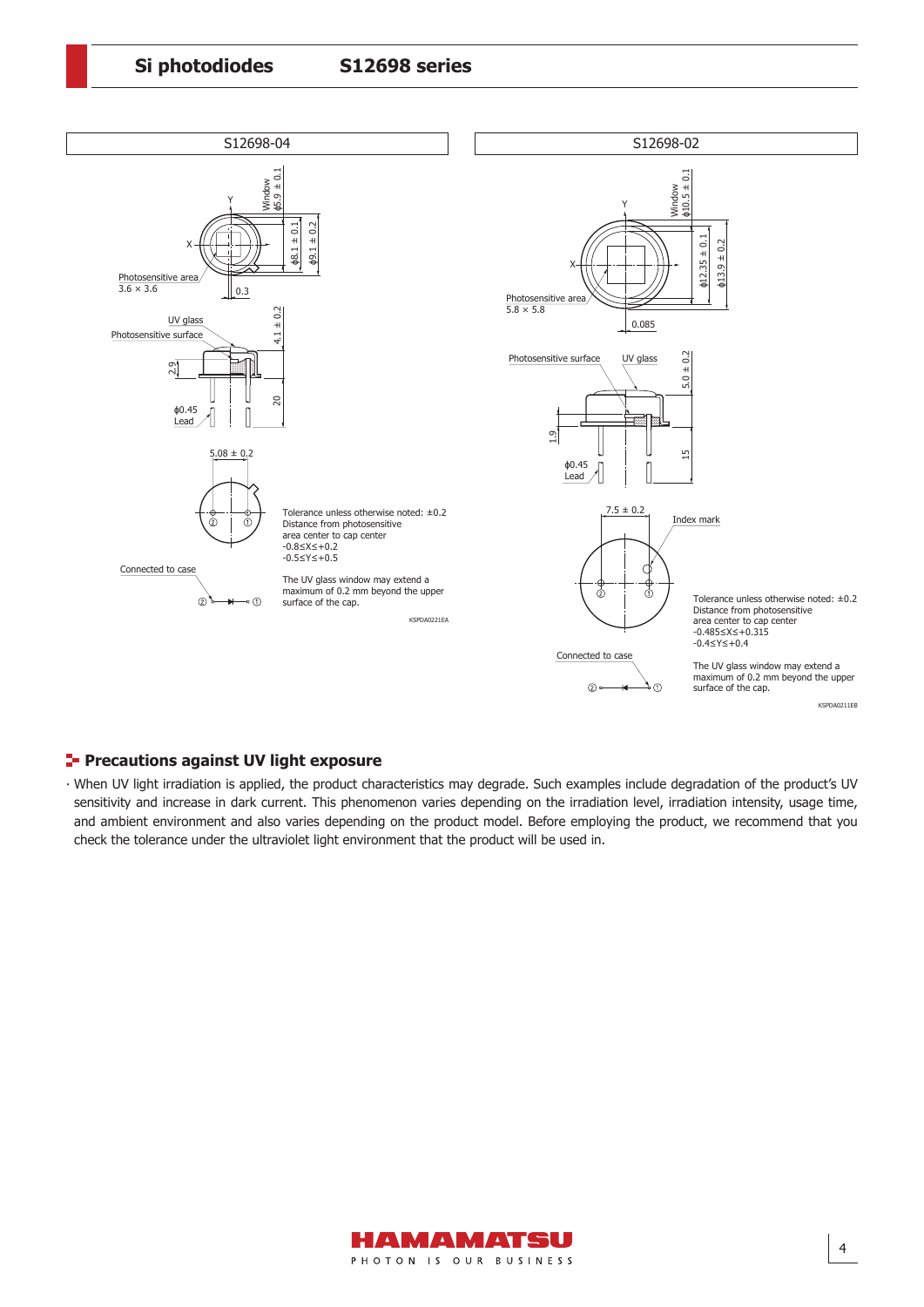### S12698-04

Window $\phi 5.9 \pm 0.1$

$\phi 8.1 \pm 0.1$

$\phi 9.1 \pm 0.2$

Y

X

Photosensitive area
3.6 × 3.6

0.3

UV glass

Photosensitive surface

$4.1 \pm 0.2$

2.9

20

$\phi 0.45$
Lead

$5.08 \pm 0.2$

② ①

Connected to case

② ①

Tolerance unless otherwise noted: ±0.2
Distance from photosensitive area center to cap center
$-0.8 \leq X \leq +0.2$
$-0.5 \leq Y \leq +0.5$

The UV glass window may extend a maximum of 0.2 mm beyond the upper surface of the cap.

KSPDA0221EA

### S12698-02

Window $\phi 10.5 \pm 0.1$

$\phi 12.35 \pm 0.1$

$\phi 13.9 \pm 0.2$

Y

X

Photosensitive area
5.8 × 5.8

0.085

Photosensitive surface

UV glass

$5.0 \pm 0.2$

1.9

15

$\phi 0.45$
Lead

$7.5 \pm 0.2$

Index mark

② ①

Connected to case

② ①

Tolerance unless otherwise noted: ±0.2
Distance from photosensitive area center to cap center
$-0.485 \leq X \leq +0.315$
$-0.4 \leq Y \leq +0.4$

The UV glass window may extend a maximum of 0.2 mm beyond the upper surface of the cap.

KSPDA0211EB

## Precautions against UV light exposure

· When UV light irradiation is applied, the product characteristics may degrade. Such examples include degradation of the product's UV sensitivity and increase in dark current. This phenomenon varies depending on the irradiation level, irradiation intensity, usage time, and ambient environment and also varies depending on the product model. Before employing the product, we recommend that you check the tolerance under the ultraviolet light environment that the product will be used in.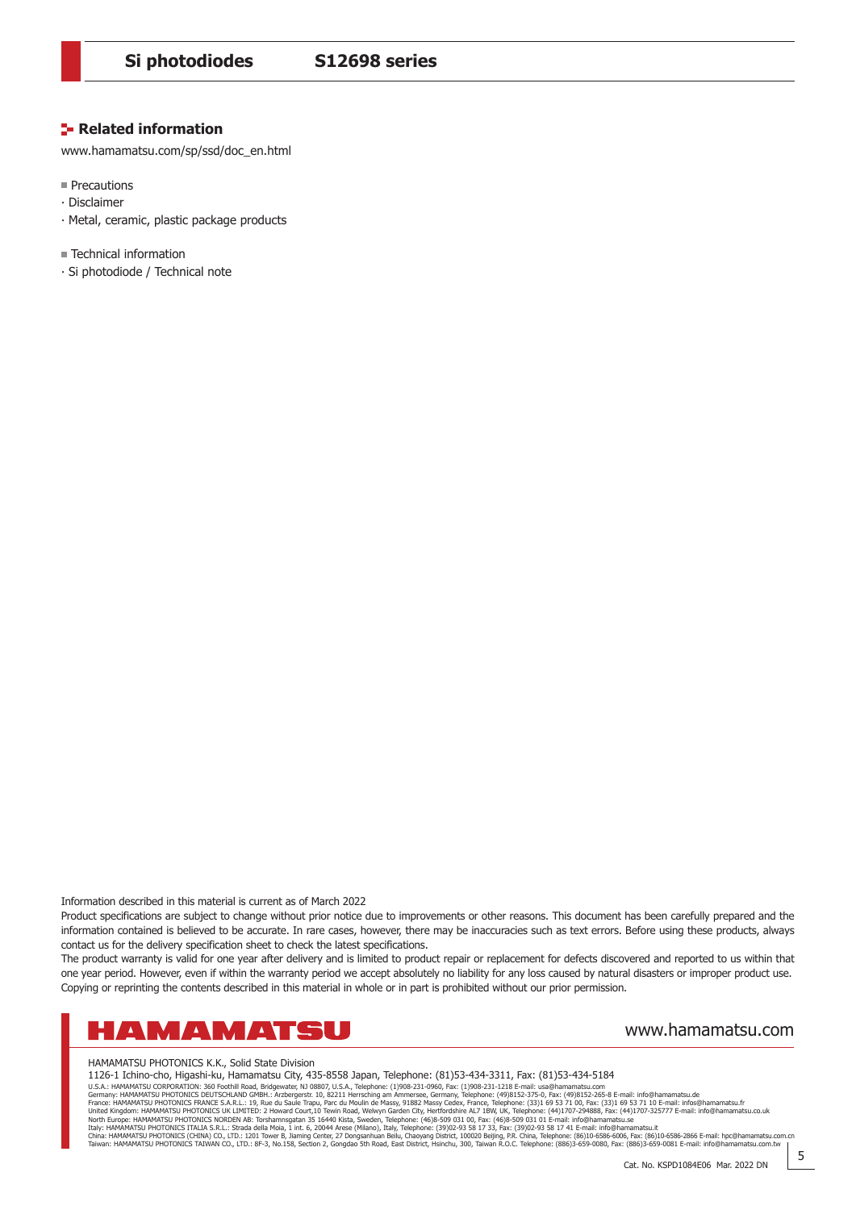## Related information

www.hamamatsu.com/sp/ssd/doc_en.html

- Precautions
- · Disclaimer
- · Metal, ceramic, plastic package products

- Technical information
- · Si photodiode / Technical note

Information described in this material is current as of March 2022

Product specifications are subject to change without prior notice due to improvements or other reasons. This document has been carefully prepared and the information contained is believed to be accurate. In rare cases, however, there may be inaccuracies such as text errors. Before using these products, always contact us for the delivery specification sheet to check the latest specifications.

The product warranty is valid for one year after delivery and is limited to product repair or replacement for defects discovered and reported to us within that one year period. However, even if within the warranty period we accept absolutely no liability for any loss caused by natural disasters or improper product use.

Copying or reprinting the contents described in this material in whole or in part is prohibited without our prior permission.

HAMAMATSU

www.hamamatsu.com

HAMAMATSU PHOTONICS K.K., Solid State Division

1126-1 Ichino-cho, Higashi-ku, Hamamatsu City, 435-8558 Japan, Telephone: (81)53-434-3311, Fax: (81)53-434-5184

U.S.A.: HAMAMATSU CORPORATION: 360 Foothill Road, Bridgewater, NJ 08807, U.S.A., Telephone: (1)908-231-0960, Fax: (1)908-231-1218 E-mail: usa@hamamatsu.com

Germany: HAMAMATSU PHOTONICS DEUTSCHLAND GMBH.: Arzbergerstr. 10, 82211 Herrsching am Ammersee, Germany, Telephone: (49)8152-375-0, Fax: (49)8152-265-8 E-mail: info@hamamatsu.de

France: HAMAMATSU PHOTONICS FRANCE S.A.R.L.: 19, Rue du Saule Trapu, Parc du Moulin de Massy, 91882 Massy Cedex, France, Telephone: (33)1 69 53 71 00, Fax: (33)1 69 53 71 10 E-mail: infos@hamamatsu.fr

United Kingdom: HAMAMATSU PHOTONICS UK LIMITED: 2 Howard Court,10 Tewin Road, Welwyn Garden City, Hertfordshire AL7 1BW, UK, Telephone: (44)1707-294888, Fax: (44)1707-325777 E-mail: info@hamamatsu.co.uk

North Europe: HAMAMATSU PHOTONICS NORDEN AB: Torshamnsgatan 35 16440 Kista, Sweden, Telephone: (46)8-509 031 00, Fax: (46)8-509 031 01 E-mail: info@hamamatsu.se

Italy: HAMAMATSU PHOTONICS ITALIA S.R.L.: Strada della Moia, 1 int. 6, 20044 Arese (Milano), Italy, Telephone: (39)02-93 58 17 33, Fax: (39)02-93 58 17 41 E-mail: info@hamamatsu.it

China: HAMAMATSU PHOTONICS (CHINA) CO., LTD.: 1201 Tower B, Jiaming Center, 27 Dongsanhuan Beilu, Chaoyang District, 100020 Beijing, P.R. China, Telephone: (86)10-6586-6006, Fax: (86)10-6586-2866 E-mail: hpc@hamamatsu.com.cn

Taiwan: HAMAMATSU PHOTONICS TAIWAN CO., LTD.: 8F-3, No.158, Section 2, Gongdao 5th Road, East District, Hsinchu, 300, Taiwan R.O.C. Telephone: (886)3-659-0080, Fax: (886)3-659-0081 E-mail: info@hamamatsu.com.tw

Cat. No. KSPD1084E06 Mar. 2022 DN